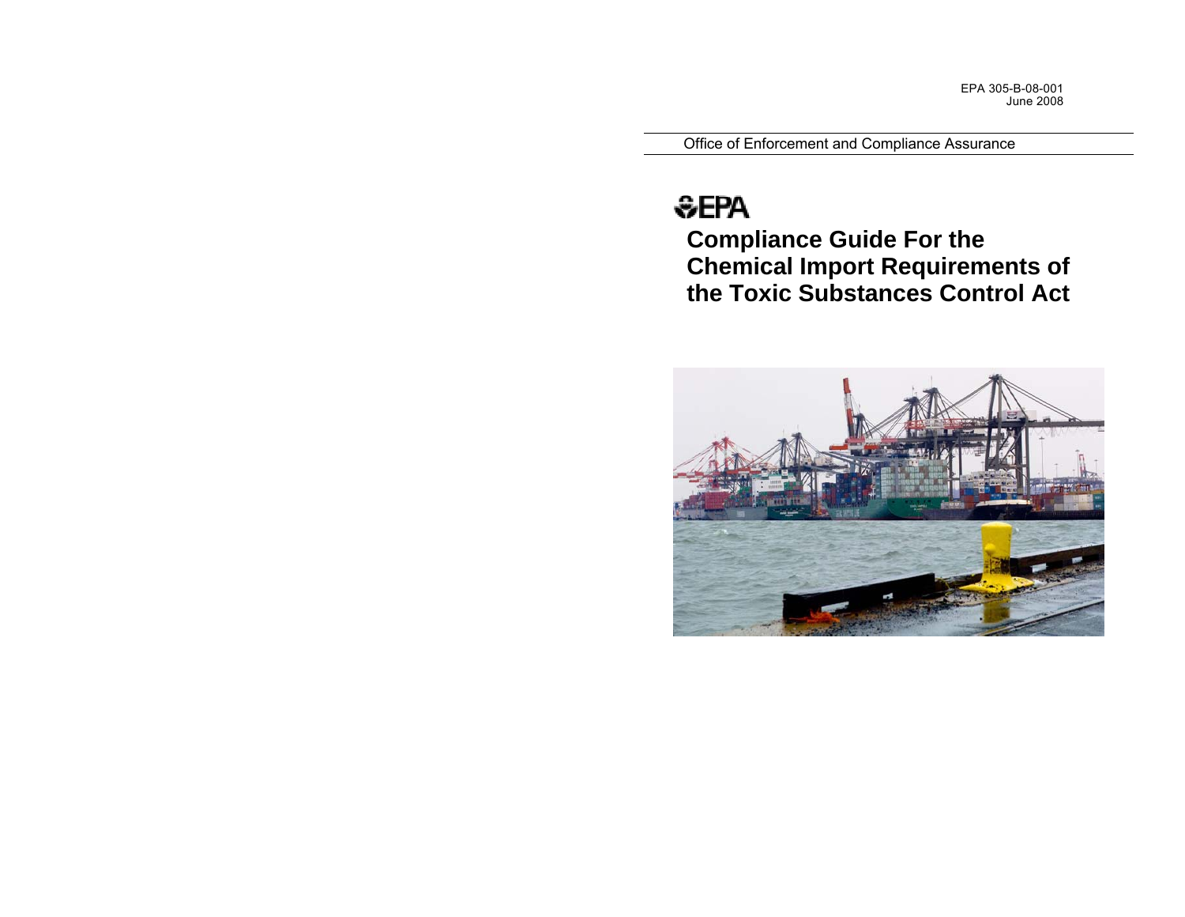EPA 305-B-08-001
June 2008

Office of Enforcement and Compliance Assurance

EPA

# Compliance Guide For the Chemical Import Requirements of the Toxic Substances Control Act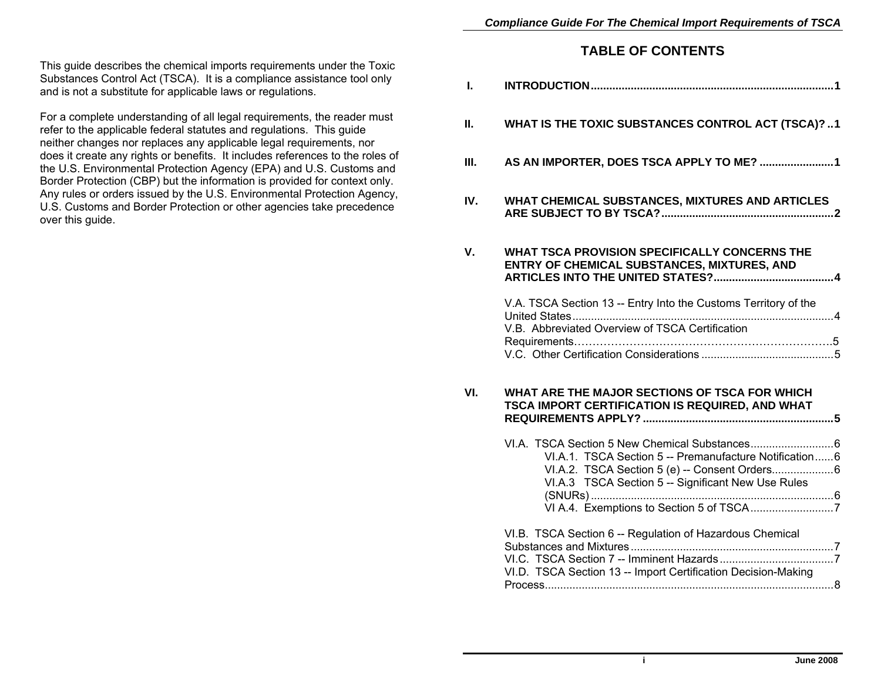This guide describes the chemical imports requirements under the Toxic Substances Control Act (TSCA). It is a compliance assistance tool only and is not a substitute for applicable laws or regulations.

For a complete understanding of all legal requirements, the reader must refer to the applicable federal statutes and regulations. This guide neither changes nor replaces any applicable legal requirements, nor does it create any rights or benefits. It includes references to the roles of the U.S. Environmental Protection Agency (EPA) and U.S. Customs and Border Protection (CBP) but the information is provided for context only. Any rules or orders issued by the U.S. Environmental Protection Agency, U.S. Customs and Border Protection or other agencies take precedence over this guide.

# TABLE OF CONTENTS

**I. INTRODUCTION .......... 1**

**II. WHAT IS THE TOXIC SUBSTANCES CONTROL ACT (TSCA)? .. 1**

**III. AS AN IMPORTER, DOES TSCA APPLY TO ME? .......... 1**

**IV. WHAT CHEMICAL SUBSTANCES, MIXTURES AND ARTICLES ARE SUBJECT TO BY TSCA? .......... 2**

**V. WHAT TSCA PROVISION SPECIFICALLY CONCERNS THE ENTRY OF CHEMICAL SUBSTANCES, MIXTURES, AND ARTICLES INTO THE UNITED STATES? .......... 4**

- V.A. TSCA Section 13 -- Entry Into the Customs Territory of the United States .......... 4
- V.B. Abbreviated Overview of TSCA Certification Requirements .......... 5
- V.C. Other Certification Considerations .......... 5

**VI. WHAT ARE THE MAJOR SECTIONS OF TSCA FOR WHICH TSCA IMPORT CERTIFICATION IS REQUIRED, AND WHAT REQUIREMENTS APPLY? .......... 5**

- VI.A. TSCA Section 5 New Chemical Substances .......... 6
  - VI.A.1. TSCA Section 5 -- Premanufacture Notification .......... 6
  - VI.A.2. TSCA Section 5 (e) -- Consent Orders .......... 6
  - VI.A.3 TSCA Section 5 -- Significant New Use Rules (SNURs) .......... 6
  - VI A.4. Exemptions to Section 5 of TSCA .......... 7
- VI.B. TSCA Section 6 -- Regulation of Hazardous Chemical Substances and Mixtures .......... 7
- VI.C. TSCA Section 7 -- Imminent Hazards .......... 7
- VI.D. TSCA Section 13 -- Import Certification Decision-Making Process .......... 8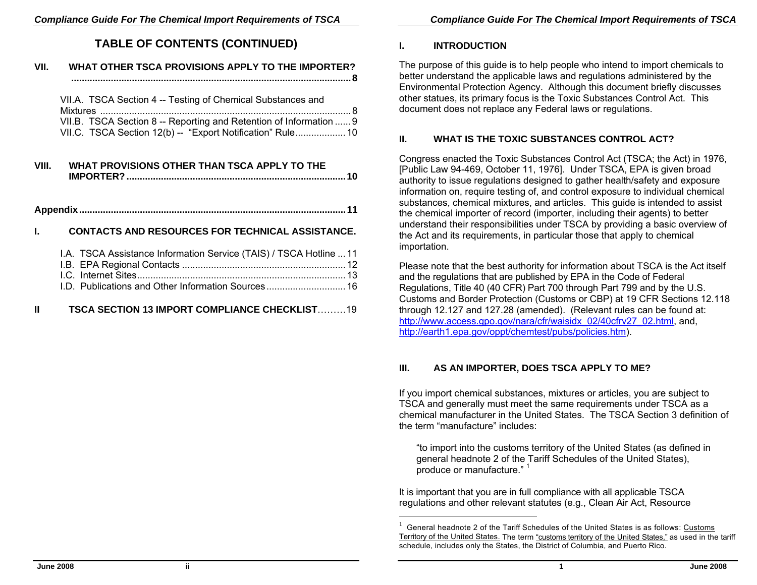# TABLE OF CONTENTS (CONTINUED)

**VII. WHAT OTHER TSCA PROVISIONS APPLY TO THE IMPORTER? .......... 8**

- VII.A. TSCA Section 4 -- Testing of Chemical Substances and Mixtures .......... 8
- VII.B. TSCA Section 8 -- Reporting and Retention of Information .......... 9
- VII.C. TSCA Section 12(b) -- "Export Notification" Rule .......... 10

**VIII. WHAT PROVISIONS OTHER THAN TSCA APPLY TO THE IMPORTER? .......... 10**

**Appendix .......... 11**

**I. CONTACTS AND RESOURCES FOR TECHNICAL ASSISTANCE.**

- I.A. TSCA Assistance Information Service (TAIS) / TSCA Hotline .......... 11
- I.B. EPA Regional Contacts .......... 12
- I.C. Internet Sites .......... 13
- I.D. Publications and Other Information Sources .......... 16

**II TSCA SECTION 13 IMPORT COMPLIANCE CHECKLIST .......... 19**

## I. INTRODUCTION

The purpose of this guide is to help people who intend to import chemicals to better understand the applicable laws and regulations administered by the Environmental Protection Agency. Although this document briefly discusses other statues, its primary focus is the Toxic Substances Control Act. This document does not replace any Federal laws or regulations.

## II. WHAT IS THE TOXIC SUBSTANCES CONTROL ACT?

Congress enacted the Toxic Substances Control Act (TSCA; the Act) in 1976, [Public Law 94-469, October 11, 1976]. Under TSCA, EPA is given broad authority to issue regulations designed to gather health/safety and exposure information on, require testing of, and control exposure to individual chemical substances, chemical mixtures, and articles. This guide is intended to assist the chemical importer of record (importer, including their agents) to better understand their responsibilities under TSCA by providing a basic overview of the Act and its requirements, in particular those that apply to chemical importation.

Please note that the best authority for information about TSCA is the Act itself and the regulations that are published by EPA in the Code of Federal Regulations, Title 40 (40 CFR) Part 700 through Part 799 and by the U.S. Customs and Border Protection (Customs or CBP) at 19 CFR Sections 12.118 through 12.127 and 127.28 (amended). (Relevant rules can be found at: http://www.access.gpo.gov/nara/cfr/waisidx_02/40cfrv27_02.html, and, http://earth1.epa.gov/oppt/chemtest/pubs/policies.htm).

## III. AS AN IMPORTER, DOES TSCA APPLY TO ME?

If you import chemical substances, mixtures or articles, you are subject to TSCA and generally must meet the same requirements under TSCA as a chemical manufacturer in the United States. The TSCA Section 3 definition of the term "manufacture" includes:

> "to import into the customs territory of the United States (as defined in general headnote 2 of the Tariff Schedules of the United States), produce or manufacture." [1]

It is important that you are in full compliance with all applicable TSCA regulations and other relevant statutes (e.g., Clean Air Act, Resource

---

[1] General headnote 2 of the Tariff Schedules of the United States is as follows: Customs Territory of the United States. The term "customs territory of the United States," as used in the tariff schedule, includes only the States, the District of Columbia, and Puerto Rico.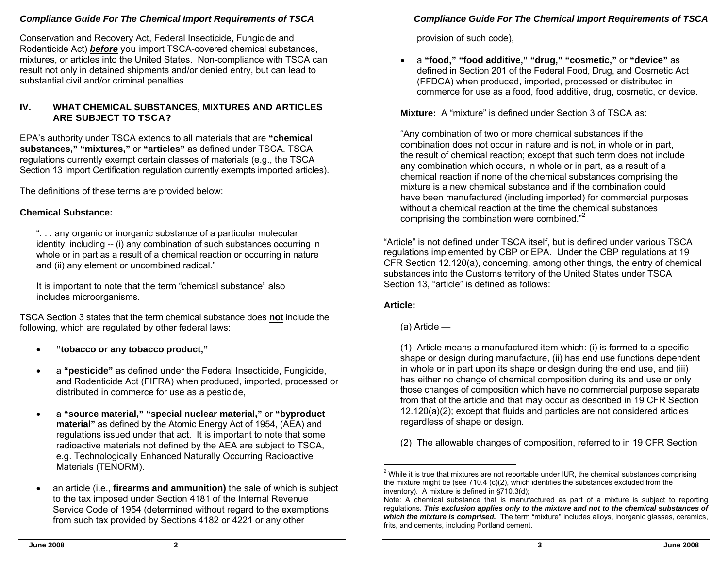Conservation and Recovery Act, Federal Insecticide, Fungicide and Rodenticide Act) ***before*** you import TSCA-covered chemical substances, mixtures, or articles into the United States. Non-compliance with TSCA can result not only in detained shipments and/or denied entry, but can lead to substantial civil and/or criminal penalties.

## IV. WHAT CHEMICAL SUBSTANCES, MIXTURES AND ARTICLES ARE SUBJECT TO TSCA?

EPA's authority under TSCA extends to all materials that are **"chemical substances," "mixtures,"** or **"articles"** as defined under TSCA. TSCA regulations currently exempt certain classes of materials (e.g., the TSCA Section 13 Import Certification regulation currently exempts imported articles).

The definitions of these terms are provided below:

**Chemical Substance:**

> ". . . any organic or inorganic substance of a particular molecular identity, including -- (i) any combination of such substances occurring in whole or in part as a result of a chemical reaction or occurring in nature and (ii) any element or uncombined radical."
>
> It is important to note that the term "chemical substance" also includes microorganisms.

TSCA Section 3 states that the term chemical substance does **not** include the following, which are regulated by other federal laws:

- **"tobacco or any tobacco product,"**
- a **"pesticide"** as defined under the Federal Insecticide, Fungicide, and Rodenticide Act (FIFRA) when produced, imported, processed or distributed in commerce for use as a pesticide,
- a **"source material," "special nuclear material,"** or **"byproduct material"** as defined by the Atomic Energy Act of 1954, (AEA) and regulations issued under that act. It is important to note that some radioactive materials not defined by the AEA are subject to TSCA, e.g. Technologically Enhanced Naturally Occurring Radioactive Materials (TENORM).
- an article (i.e., **firearms and ammunition)** the sale of which is subject to the tax imposed under Section 4181 of the Internal Revenue Service Code of 1954 (determined without regard to the exemptions from such tax provided by Sections 4182 or 4221 or any other provision of such code),
- a **"food," "food additive," "drug," "cosmetic,"** or **"device"** as defined in Section 201 of the Federal Food, Drug, and Cosmetic Act (FFDCA) when produced, imported, processed or distributed in commerce for use as a food, food additive, drug, cosmetic, or device.

**Mixture:** A "mixture" is defined under Section 3 of TSCA as:

> "Any combination of two or more chemical substances if the combination does not occur in nature and is not, in whole or in part, the result of chemical reaction; except that such term does not include any combination which occurs, in whole or in part, as a result of a chemical reaction if none of the chemical substances comprising the mixture is a new chemical substance and if the combination could have been manufactured (including imported) for commercial purposes without a chemical reaction at the time the chemical substances comprising the combination were combined."[2]

"Article" is not defined under TSCA itself, but is defined under various TSCA regulations implemented by CBP or EPA. Under the CBP regulations at 19 CFR Section 12.120(a), concerning, among other things, the entry of chemical substances into the Customs territory of the United States under TSCA Section 13, "article" is defined as follows:

**Article:**

> (a) Article —
>
> (1) Article means a manufactured item which: (i) is formed to a specific shape or design during manufacture, (ii) has end use functions dependent in whole or in part upon its shape or design during the end use, and (iii) has either no change of chemical composition during its end use or only those changes of composition which have no commercial purpose separate from that of the article and that may occur as described in 19 CFR Section 12.120(a)(2); except that fluids and particles are not considered articles regardless of shape or design.
>
> (2) The allowable changes of composition, referred to in 19 CFR Section

---

[2] While it is true that mixtures are not reportable under IUR, the chemical substances comprising the mixture might be (see 710.4 (c)(2), which identifies the substances excluded from the inventory). A mixture is defined in §710.3(d);
Note: A chemical substance that is manufactured as part of a mixture is subject to reporting regulations. ***This exclusion applies only to the mixture and not to the chemical substances of which the mixture is comprised.*** The term "mixture" includes alloys, inorganic glasses, ceramics, frits, and cements, including Portland cement.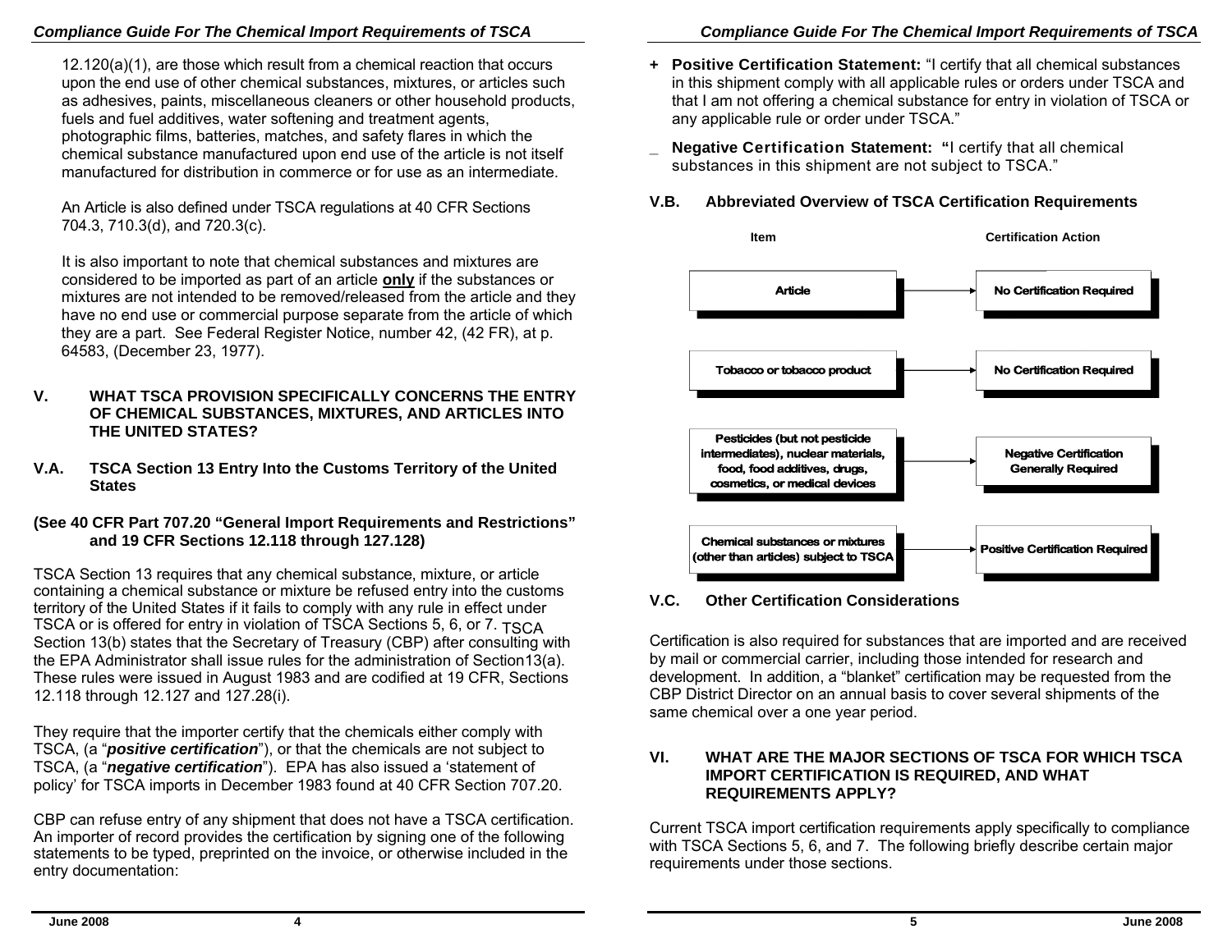12.120(a)(1), are those which result from a chemical reaction that occurs upon the end use of other chemical substances, mixtures, or articles such as adhesives, paints, miscellaneous cleaners or other household products, fuels and fuel additives, water softening and treatment agents, photographic films, batteries, matches, and safety flares in which the chemical substance manufactured upon end use of the article is not itself manufactured for distribution in commerce or for use as an intermediate.

An Article is also defined under TSCA regulations at 40 CFR Sections 704.3, 710.3(d), and 720.3(c).

It is also important to note that chemical substances and mixtures are considered to be imported as part of an article **only** if the substances or mixtures are not intended to be removed/released from the article and they have no end use or commercial purpose separate from the article of which they are a part. See Federal Register Notice, number 42, (42 FR), at p. 64583, (December 23, 1977).

## V. WHAT TSCA PROVISION SPECIFICALLY CONCERNS THE ENTRY OF CHEMICAL SUBSTANCES, MIXTURES, AND ARTICLES INTO THE UNITED STATES?

### V.A. TSCA Section 13 Entry Into the Customs Territory of the United States

**(See 40 CFR Part 707.20 "General Import Requirements and Restrictions" and 19 CFR Sections 12.118 through 127.128)**

TSCA Section 13 requires that any chemical substance, mixture, or article containing a chemical substance or mixture be refused entry into the customs territory of the United States if it fails to comply with any rule in effect under TSCA or is offered for entry in violation of TSCA Sections 5, 6, or 7. TSCA Section 13(b) states that the Secretary of Treasury (CBP) after consulting with the EPA Administrator shall issue rules for the administration of Section13(a). These rules were issued in August 1983 and are codified at 19 CFR, Sections 12.118 through 12.127 and 127.28(i).

They require that the importer certify that the chemicals either comply with TSCA, (a "***positive certification***"), or that the chemicals are not subject to TSCA, (a "***negative certification***"). EPA has also issued a 'statement of policy' for TSCA imports in December 1983 found at 40 CFR Section 707.20.

CBP can refuse entry of any shipment that does not have a TSCA certification. An importer of record provides the certification by signing one of the following statements to be typed, preprinted on the invoice, or otherwise included in the entry documentation:

+ **Positive Certification Statement:** "I certify that all chemical substances in this shipment comply with all applicable rules or orders under TSCA and that I am not offering a chemical substance for entry in violation of TSCA or any applicable rule or order under TSCA."

_ **Negative Certification Statement:** "I certify that all chemical substances in this shipment are not subject to TSCA."

### V.B. Abbreviated Overview of TSCA Certification Requirements

| Item | Certification Action |
| --- | --- |
| Article | No Certification Required |
| Tobacco or tobacco product | No Certification Required |
| Pesticides (but not pesticide intermediates), nuclear materials, food, food additives, drugs, cosmetics, or medical devices | Negative Certification Generally Required |
| Chemical substances or mixtures (other than articles) subject to TSCA | Positive Certification Required |

### V.C. Other Certification Considerations

Certification is also required for substances that are imported and are received by mail or commercial carrier, including those intended for research and development. In addition, a "blanket" certification may be requested from the CBP District Director on an annual basis to cover several shipments of the same chemical over a one year period.

## VI. WHAT ARE THE MAJOR SECTIONS OF TSCA FOR WHICH TSCA IMPORT CERTIFICATION IS REQUIRED, AND WHAT REQUIREMENTS APPLY?

Current TSCA import certification requirements apply specifically to compliance with TSCA Sections 5, 6, and 7. The following briefly describe certain major requirements under those sections.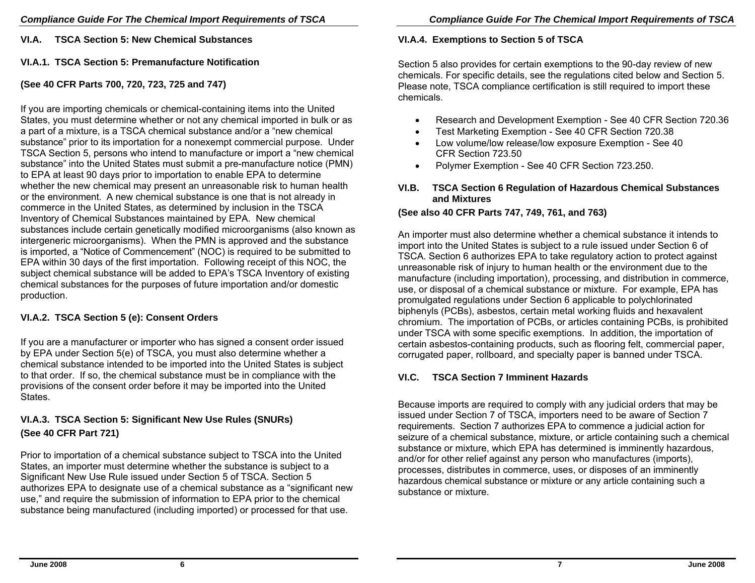## VI.A. TSCA Section 5: New Chemical Substances

### VI.A.1. TSCA Section 5: Premanufacture Notification

**(See 40 CFR Parts 700, 720, 723, 725 and 747)**

If you are importing chemicals or chemical-containing items into the United States, you must determine whether or not any chemical imported in bulk or as a part of a mixture, is a TSCA chemical substance and/or a "new chemical substance" prior to its importation for a nonexempt commercial purpose. Under TSCA Section 5, persons who intend to manufacture or import a "new chemical substance" into the United States must submit a pre-manufacture notice (PMN) to EPA at least 90 days prior to importation to enable EPA to determine whether the new chemical may present an unreasonable risk to human health or the environment. A new chemical substance is one that is not already in commerce in the United States, as determined by inclusion in the TSCA Inventory of Chemical Substances maintained by EPA. New chemical substances include certain genetically modified microorganisms (also known as intergeneric microorganisms). When the PMN is approved and the substance is imported, a "Notice of Commencement" (NOC) is required to be submitted to EPA within 30 days of the first importation. Following receipt of this NOC, the subject chemical substance will be added to EPA's TSCA Inventory of existing chemical substances for the purposes of future importation and/or domestic production.

### VI.A.2. TSCA Section 5 (e): Consent Orders

If you are a manufacturer or importer who has signed a consent order issued by EPA under Section 5(e) of TSCA, you must also determine whether a chemical substance intended to be imported into the United States is subject to that order. If so, the chemical substance must be in compliance with the provisions of the consent order before it may be imported into the United States.

### VI.A.3. TSCA Section 5: Significant New Use Rules (SNURs)

**(See 40 CFR Part 721)**

Prior to importation of a chemical substance subject to TSCA into the United States, an importer must determine whether the substance is subject to a Significant New Use Rule issued under Section 5 of TSCA. Section 5 authorizes EPA to designate use of a chemical substance as a "significant new use," and require the submission of information to EPA prior to the chemical substance being manufactured (including imported) or processed for that use.

### VI.A.4. Exemptions to Section 5 of TSCA

Section 5 also provides for certain exemptions to the 90-day review of new chemicals. For specific details, see the regulations cited below and Section 5. Please note, TSCA compliance certification is still required to import these chemicals.

- Research and Development Exemption - See 40 CFR Section 720.36
- Test Marketing Exemption - See 40 CFR Section 720.38
- Low volume/low release/low exposure Exemption - See 40 CFR Section 723.50
- Polymer Exemption - See 40 CFR Section 723.250.

## VI.B. TSCA Section 6 Regulation of Hazardous Chemical Substances and Mixtures

**(See also 40 CFR Parts 747, 749, 761, and 763)**

An importer must also determine whether a chemical substance it intends to import into the United States is subject to a rule issued under Section 6 of TSCA. Section 6 authorizes EPA to take regulatory action to protect against unreasonable risk of injury to human health or the environment due to the manufacture (including importation), processing, and distribution in commerce, use, or disposal of a chemical substance or mixture. For example, EPA has promulgated regulations under Section 6 applicable to polychlorinated biphenyls (PCBs), asbestos, certain metal working fluids and hexavalent chromium. The importation of PCBs, or articles containing PCBs, is prohibited under TSCA with some specific exemptions. In addition, the importation of certain asbestos-containing products, such as flooring felt, commercial paper, corrugated paper, rollboard, and specialty paper is banned under TSCA.

## VI.C. TSCA Section 7 Imminent Hazards

Because imports are required to comply with any judicial orders that may be issued under Section 7 of TSCA, importers need to be aware of Section 7 requirements. Section 7 authorizes EPA to commence a judicial action for seizure of a chemical substance, mixture, or article containing such a chemical substance or mixture, which EPA has determined is imminently hazardous, and/or for other relief against any person who manufactures (imports), processes, distributes in commerce, uses, or disposes of an imminently hazardous chemical substance or mixture or any article containing such a substance or mixture.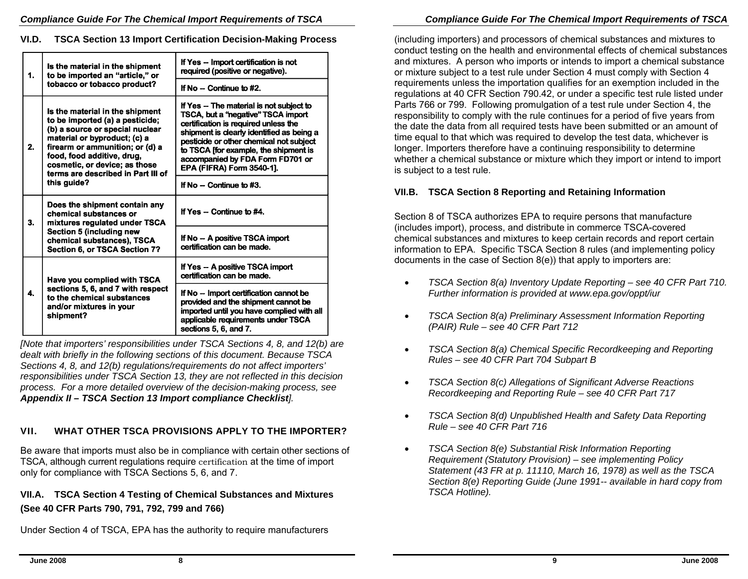## VI.D. TSCA Section 13 Import Certification Decision-Making Process

| | | |
|---|---|---|
| **1.** | **Is the material in the shipment to be imported an "article," or tobacco or tobacco product?** | **If Yes -- Import certification is not required (positive or negative).** |
| | | **If No -- Continue to #2.** |
| **2.** | **Is the material in the shipment to be imported (a) a pesticide; (b) a source or special nuclear material or byproduct; (c) a firearm or ammunition; or (d) a food, food additive, drug, cosmetic, or device; as those terms are described in Part III of this guide?** | **If Yes -- The material is not subject to TSCA, but a "negative" TSCA import certification is required unless the shipment is clearly identified as being a pesticide or other chemical not subject to TSCA [for example, the shipment is accompanied by FDA Form FD701 or EPA (FIFRA) Form 3540-1].** |
| | | **If No -- Continue to #3.** |
| **3.** | **Does the shipment contain any chemical substances or mixtures regulated under TSCA Section 5 (including new chemical substances), TSCA Section 6, or TSCA Section 7?** | **If Yes -- Continue to #4.** |
| | | **If No -- A positive TSCA import certification can be made.** |
| **4.** | **Have you complied with TSCA sections 5, 6, and 7 with respect to the chemical substances and/or mixtures in your shipment?** | **If Yes -- A positive TSCA import certification can be made.** |
| | | **If No -- Import certification cannot be provided and the shipment cannot be imported until you have complied with all applicable requirements under TSCA sections 5, 6, and 7.** |

*[Note that importers' responsibilities under TSCA Sections 4, 8, and 12(b) are dealt with briefly in the following sections of this document. Because TSCA Sections 4, 8, and 12(b) regulations/requirements do not affect importers' responsibilities under TSCA Section 13, they are not reflected in this decision process. For a more detailed overview of the decision-making process, see* ***Appendix II – TSCA Section 13 Import compliance Checklist****].*

# VII. WHAT OTHER TSCA PROVISIONS APPLY TO THE IMPORTER?

Be aware that imports must also be in compliance with certain other sections of TSCA, although current regulations require certification at the time of import only for compliance with TSCA Sections 5, 6, and 7.

## VII.A. TSCA Section 4 Testing of Chemical Substances and Mixtures (See 40 CFR Parts 790, 791, 792, 799 and 766)

Under Section 4 of TSCA, EPA has the authority to require manufacturers (including importers) and processors of chemical substances and mixtures to conduct testing on the health and environmental effects of chemical substances and mixtures. A person who imports or intends to import a chemical substance or mixture subject to a test rule under Section 4 must comply with Section 4 requirements unless the importation qualifies for an exemption included in the regulations at 40 CFR Section 790.42, or under a specific test rule listed under Parts 766 or 799. Following promulgation of a test rule under Section 4, the responsibility to comply with the rule continues for a period of five years from the date the data from all required tests have been submitted or an amount of time equal to that which was required to develop the test data, whichever is longer. Importers therefore have a continuing responsibility to determine whether a chemical substance or mixture which they import or intend to import is subject to a test rule.

## VII.B. TSCA Section 8 Reporting and Retaining Information

Section 8 of TSCA authorizes EPA to require persons that manufacture (includes import), process, and distribute in commerce TSCA-covered chemical substances and mixtures to keep certain records and report certain information to EPA. Specific TSCA Section 8 rules (and implementing policy documents in the case of Section 8(e)) that apply to importers are:

- *TSCA Section 8(a) Inventory Update Reporting – see 40 CFR Part 710. Further information is provided at www.epa.gov/oppt/iur*
- *TSCA Section 8(a) Preliminary Assessment Information Reporting (PAIR) Rule – see 40 CFR Part 712*
- *TSCA Section 8(a) Chemical Specific Recordkeeping and Reporting Rules – see 40 CFR Part 704 Subpart B*
- *TSCA Section 8(c) Allegations of Significant Adverse Reactions Recordkeeping and Reporting Rule – see 40 CFR Part 717*
- *TSCA Section 8(d) Unpublished Health and Safety Data Reporting Rule – see 40 CFR Part 716*
- *TSCA Section 8(e) Substantial Risk Information Reporting Requirement (Statutory Provision) – see implementing Policy Statement (43 FR at p. 11110, March 16, 1978) as well as the TSCA Section 8(e) Reporting Guide (June 1991-- available in hard copy from TSCA Hotline).*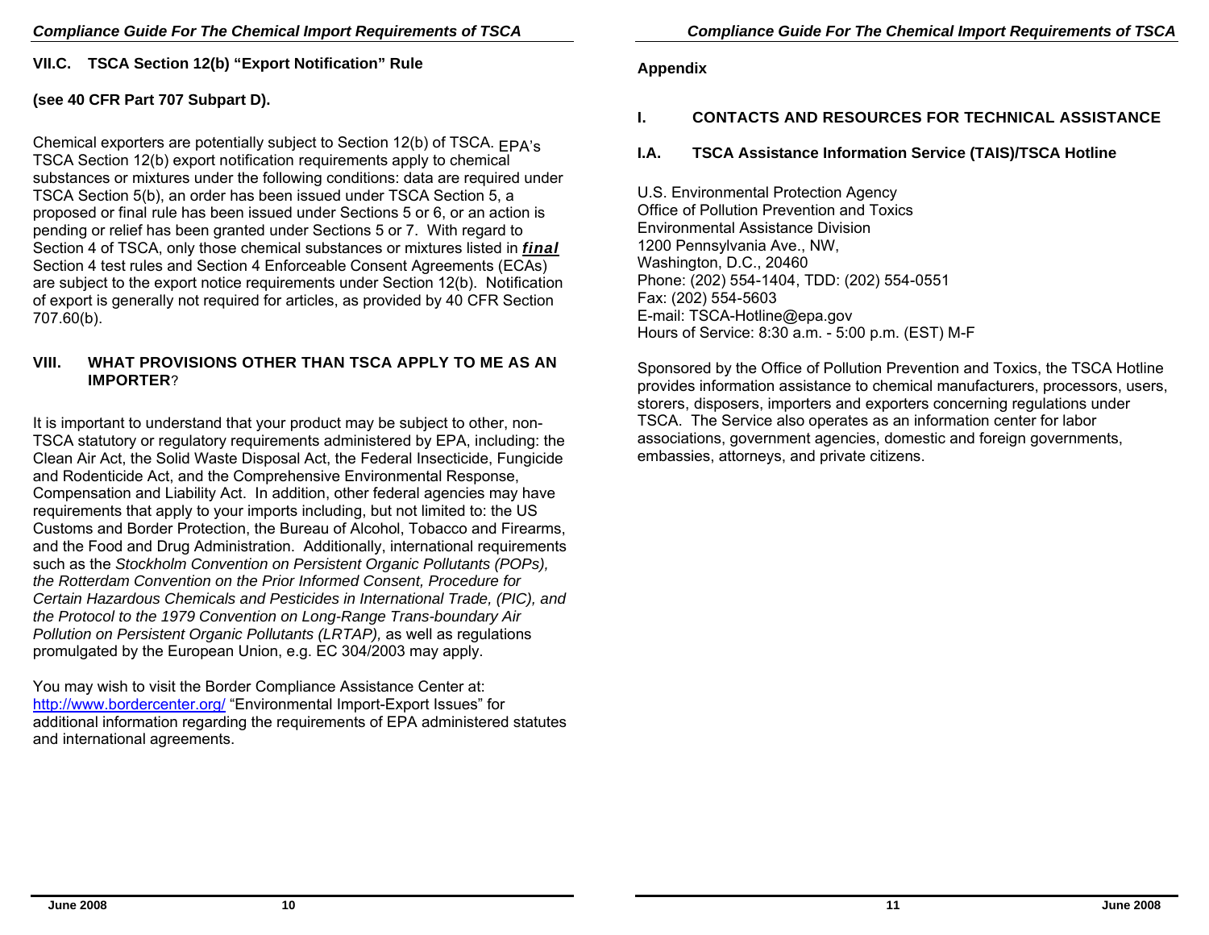## VII.C. TSCA Section 12(b) "Export Notification" Rule

**(see 40 CFR Part 707 Subpart D).**

Chemical exporters are potentially subject to Section 12(b) of TSCA. EPA's TSCA Section 12(b) export notification requirements apply to chemical substances or mixtures under the following conditions: data are required under TSCA Section 5(b), an order has been issued under TSCA Section 5, a proposed or final rule has been issued under Sections 5 or 6, or an action is pending or relief has been granted under Sections 5 or 7. With regard to Section 4 of TSCA, only those chemical substances or mixtures listed in ***final*** Section 4 test rules and Section 4 Enforceable Consent Agreements (ECAs) are subject to the export notice requirements under Section 12(b). Notification of export is generally not required for articles, as provided by 40 CFR Section 707.60(b).

## VIII. WHAT PROVISIONS OTHER THAN TSCA APPLY TO ME AS AN IMPORTER?

It is important to understand that your product may be subject to other, non-TSCA statutory or regulatory requirements administered by EPA, including: the Clean Air Act, the Solid Waste Disposal Act, the Federal Insecticide, Fungicide and Rodenticide Act, and the Comprehensive Environmental Response, Compensation and Liability Act. In addition, other federal agencies may have requirements that apply to your imports including, but not limited to: the US Customs and Border Protection, the Bureau of Alcohol, Tobacco and Firearms, and the Food and Drug Administration. Additionally, international requirements such as the *Stockholm Convention on Persistent Organic Pollutants (POPs), the Rotterdam Convention on the Prior Informed Consent, Procedure for Certain Hazardous Chemicals and Pesticides in International Trade, (PIC), and the Protocol to the 1979 Convention on Long-Range Trans-boundary Air Pollution on Persistent Organic Pollutants (LRTAP),* as well as regulations promulgated by the European Union, e.g. EC 304/2003 may apply.

You may wish to visit the Border Compliance Assistance Center at: http://www.bordercenter.org/ "Environmental Import-Export Issues" for additional information regarding the requirements of EPA administered statutes and international agreements.

# Appendix

## I. CONTACTS AND RESOURCES FOR TECHNICAL ASSISTANCE

### I.A. TSCA Assistance Information Service (TAIS)/TSCA Hotline

U.S. Environmental Protection Agency
Office of Pollution Prevention and Toxics
Environmental Assistance Division
1200 Pennsylvania Ave., NW,
Washington, D.C., 20460
Phone: (202) 554-1404, TDD: (202) 554-0551
Fax: (202) 554-5603
E-mail: TSCA-Hotline@epa.gov
Hours of Service: 8:30 a.m. - 5:00 p.m. (EST) M-F

Sponsored by the Office of Pollution Prevention and Toxics, the TSCA Hotline provides information assistance to chemical manufacturers, processors, users, storers, disposers, importers and exporters concerning regulations under TSCA. The Service also operates as an information center for labor associations, government agencies, domestic and foreign governments, embassies, attorneys, and private citizens.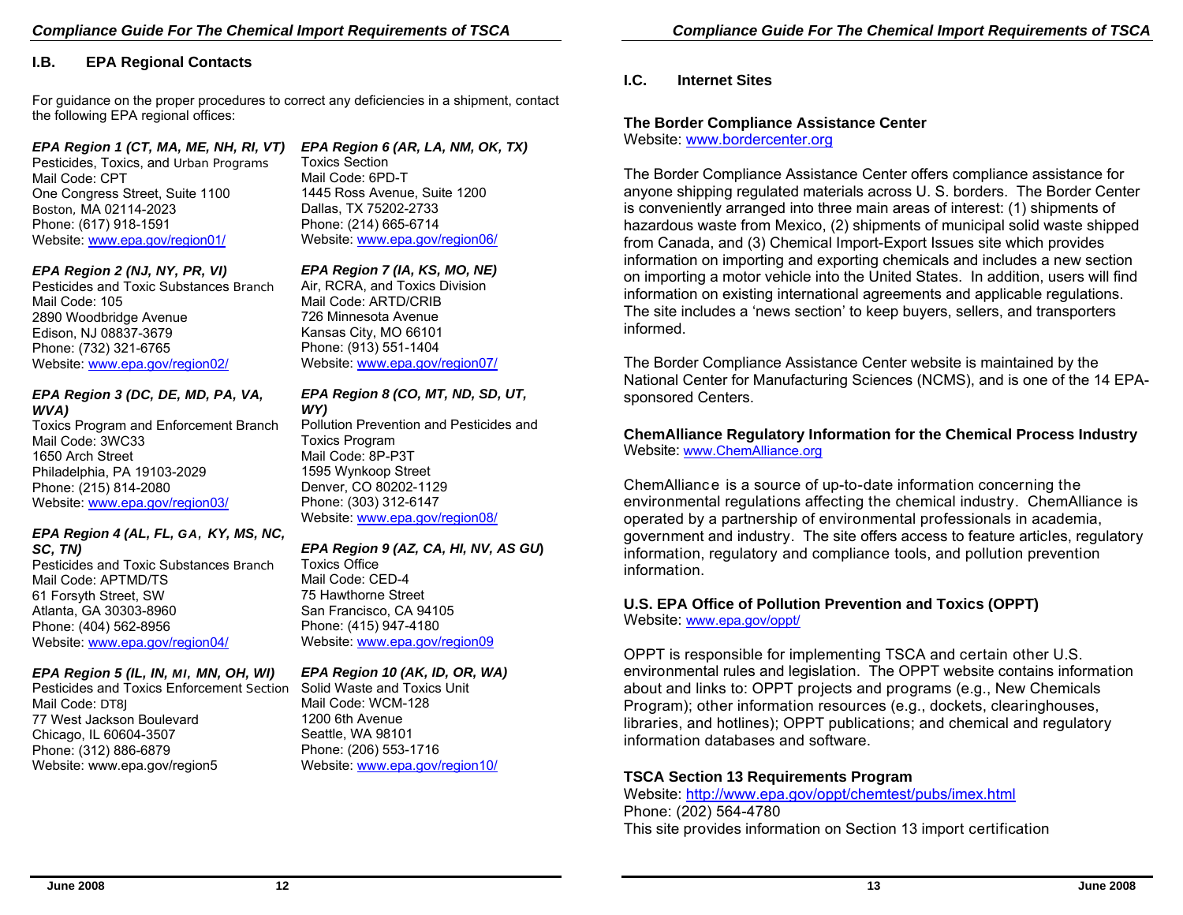## I.B. EPA Regional Contacts

For guidance on the proper procedures to correct any deficiencies in a shipment, contact the following EPA regional offices:

***EPA Region 1 (CT, MA, ME, NH, RI, VT)***
Pesticides, Toxics, and Urban Programs
Mail Code: CPT
One Congress Street, Suite 1100
Boston, MA 02114-2023
Phone: (617) 918-1591
Website: www.epa.gov/region01/

***EPA Region 2 (NJ, NY, PR, VI)***
Pesticides and Toxic Substances Branch
Mail Code: 105
2890 Woodbridge Avenue
Edison, NJ 08837-3679
Phone: (732) 321-6765
Website: www.epa.gov/region02/

***EPA Region 3 (DC, DE, MD, PA, VA, WVA)***
Toxics Program and Enforcement Branch
Mail Code: 3WC33
1650 Arch Street
Philadelphia, PA 19103-2029
Phone: (215) 814-2080
Website: www.epa.gov/region03/

***EPA Region 4 (AL, FL, GA, KY, MS, NC, SC, TN)***
Pesticides and Toxic Substances Branch
Mail Code: APTMD/TS
61 Forsyth Street, SW
Atlanta, GA 30303-8960
Phone: (404) 562-8956
Website: www.epa.gov/region04/

***EPA Region 5 (IL, IN, MI, MN, OH, WI)***
Pesticides and Toxics Enforcement Section
Mail Code: DT8J
77 West Jackson Boulevard
Chicago, IL 60604-3507
Phone: (312) 886-6879
Website: www.epa.gov/region5

***EPA Region 6 (AR, LA, NM, OK, TX)***
Toxics Section
Mail Code: 6PD-T
1445 Ross Avenue, Suite 1200
Dallas, TX 75202-2733
Phone: (214) 665-6714
Website: www.epa.gov/region06/

***EPA Region 7 (IA, KS, MO, NE)***
Air, RCRA, and Toxics Division
Mail Code: ARTD/CRIB
726 Minnesota Avenue
Kansas City, MO 66101
Phone: (913) 551-1404
Website: www.epa.gov/region07/

***EPA Region 8 (CO, MT, ND, SD, UT, WY)***
Pollution Prevention and Pesticides and Toxics Program
Mail Code: 8P-P3T
1595 Wynkoop Street
Denver, CO 80202-1129
Phone: (303) 312-6147
Website: www.epa.gov/region08/

***EPA Region 9 (AZ, CA, HI, NV, AS GU)***
Toxics Office
Mail Code: CED-4
75 Hawthorne Street
San Francisco, CA 94105
Phone: (415) 947-4180
Website: www.epa.gov/region09

***EPA Region 10 (AK, ID, OR, WA)***
Solid Waste and Toxics Unit
Mail Code: WCM-128
1200 6th Avenue
Seattle, WA 98101
Phone: (206) 553-1716
Website: www.epa.gov/region10/

## I.C. Internet Sites

**The Border Compliance Assistance Center**
Website: www.bordercenter.org

The Border Compliance Assistance Center offers compliance assistance for anyone shipping regulated materials across U. S. borders. The Border Center is conveniently arranged into three main areas of interest: (1) shipments of hazardous waste from Mexico, (2) shipments of municipal solid waste shipped from Canada, and (3) Chemical Import-Export Issues site which provides information on importing and exporting chemicals and includes a new section on importing a motor vehicle into the United States. In addition, users will find information on existing international agreements and applicable regulations. The site includes a 'news section' to keep buyers, sellers, and transporters informed.

The Border Compliance Assistance Center website is maintained by the National Center for Manufacturing Sciences (NCMS), and is one of the 14 EPA-sponsored Centers.

**ChemAlliance Regulatory Information for the Chemical Process Industry**
Website: www.ChemAlliance.org

ChemAlliance is a source of up-to-date information concerning the environmental regulations affecting the chemical industry. ChemAlliance is operated by a partnership of environmental professionals in academia, government and industry. The site offers access to feature articles, regulatory information, regulatory and compliance tools, and pollution prevention information.

**U.S. EPA Office of Pollution Prevention and Toxics (OPPT)**
Website: www.epa.gov/oppt/

OPPT is responsible for implementing TSCA and certain other U.S. environmental rules and legislation. The OPPT website contains information about and links to: OPPT projects and programs (e.g., New Chemicals Program); other information resources (e.g., dockets, clearinghouses, libraries, and hotlines); OPPT publications; and chemical and regulatory information databases and software.

**TSCA Section 13 Requirements Program**
Website: http://www.epa.gov/oppt/chemtest/pubs/imex.html
Phone: (202) 564-4780
This site provides information on Section 13 import certification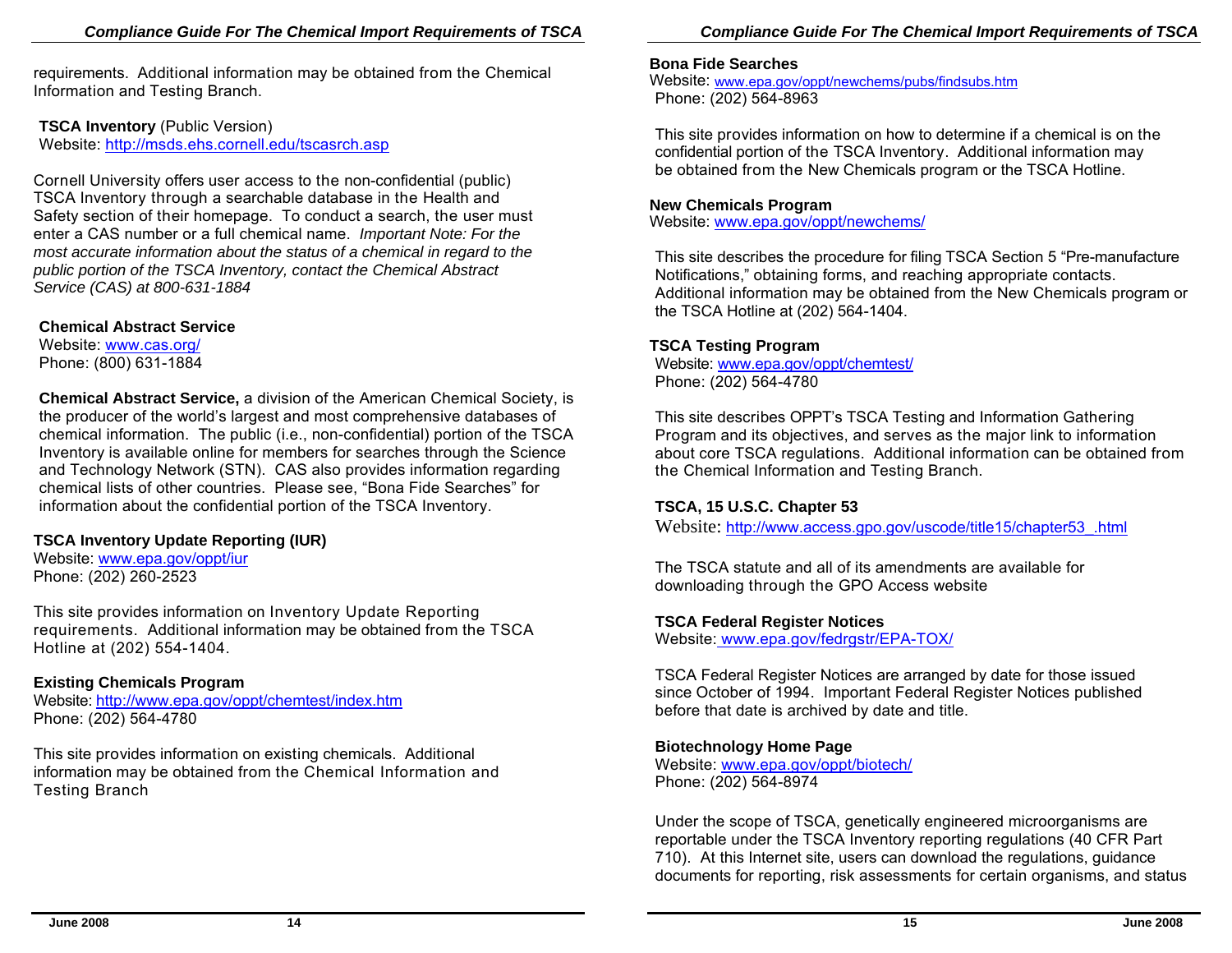requirements. Additional information may be obtained from the Chemical Information and Testing Branch.

**TSCA Inventory** (Public Version)
Website: http://msds.ehs.cornell.edu/tscasrch.asp

Cornell University offers user access to the non-confidential (public) TSCA Inventory through a searchable database in the Health and Safety section of their homepage. To conduct a search, the user must enter a CAS number or a full chemical name. *Important Note: For the most accurate information about the status of a chemical in regard to the public portion of the TSCA Inventory, contact the Chemical Abstract Service (CAS) at 800-631-1884*

**Chemical Abstract Service**
Website: www.cas.org/
Phone: (800) 631-1884

**Chemical Abstract Service,** a division of the American Chemical Society, is the producer of the world's largest and most comprehensive databases of chemical information. The public (i.e., non-confidential) portion of the TSCA Inventory is available online for members for searches through the Science and Technology Network (STN). CAS also provides information regarding chemical lists of other countries. Please see, "Bona Fide Searches" for information about the confidential portion of the TSCA Inventory.

**TSCA Inventory Update Reporting (IUR)**
Website: www.epa.gov/oppt/iur
Phone: (202) 260-2523

This site provides information on Inventory Update Reporting requirements. Additional information may be obtained from the TSCA Hotline at (202) 554-1404.

**Existing Chemicals Program**
Website: http://www.epa.gov/oppt/chemtest/index.htm
Phone: (202) 564-4780

This site provides information on existing chemicals. Additional information may be obtained from the Chemical Information and Testing Branch

**Bona Fide Searches**
Website: www.epa.gov/oppt/newchems/pubs/findsubs.htm
Phone: (202) 564-8963

This site provides information on how to determine if a chemical is on the confidential portion of the TSCA Inventory. Additional information may be obtained from the New Chemicals program or the TSCA Hotline.

**New Chemicals Program**
Website: www.epa.gov/oppt/newchems/

This site describes the procedure for filing TSCA Section 5 "Pre-manufacture Notifications," obtaining forms, and reaching appropriate contacts. Additional information may be obtained from the New Chemicals program or the TSCA Hotline at (202) 564-1404.

**TSCA Testing Program**
Website: www.epa.gov/oppt/chemtest/
Phone: (202) 564-4780

This site describes OPPT's TSCA Testing and Information Gathering Program and its objectives, and serves as the major link to information about core TSCA regulations. Additional information can be obtained from the Chemical Information and Testing Branch.

**TSCA, 15 U.S.C. Chapter 53**
Website: http://www.access.gpo.gov/uscode/title15/chapter53_.html

The TSCA statute and all of its amendments are available for downloading through the GPO Access website

**TSCA Federal Register Notices**
Website: www.epa.gov/fedrgstr/EPA-TOX/

TSCA Federal Register Notices are arranged by date for those issued since October of 1994. Important Federal Register Notices published before that date is archived by date and title.

**Biotechnology Home Page**
Website: www.epa.gov/oppt/biotech/
Phone: (202) 564-8974

Under the scope of TSCA, genetically engineered microorganisms are reportable under the TSCA Inventory reporting regulations (40 CFR Part 710). At this Internet site, users can download the regulations, guidance documents for reporting, risk assessments for certain organisms, and status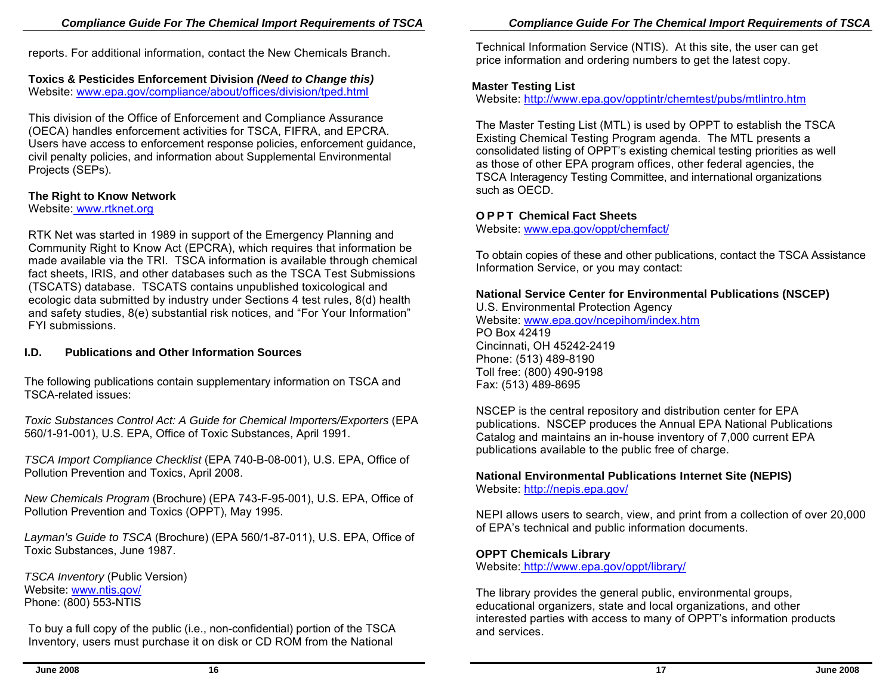reports. For additional information, contact the New Chemicals Branch.

**Toxics & Pesticides Enforcement Division *(Need to Change this)***
Website: www.epa.gov/compliance/about/offices/division/tped.html

This division of the Office of Enforcement and Compliance Assurance (OECA) handles enforcement activities for TSCA, FIFRA, and EPCRA. Users have access to enforcement response policies, enforcement guidance, civil penalty policies, and information about Supplemental Environmental Projects (SEPs).

**The Right to Know Network**
Website: www.rtknet.org

RTK Net was started in 1989 in support of the Emergency Planning and Community Right to Know Act (EPCRA), which requires that information be made available via the TRI. TSCA information is available through chemical fact sheets, IRIS, and other databases such as the TSCA Test Submissions (TSCATS) database. TSCATS contains unpublished toxicological and ecologic data submitted by industry under Sections 4 test rules, 8(d) health and safety studies, 8(e) substantial risk notices, and "For Your Information" FYI submissions.

## I.D. Publications and Other Information Sources

The following publications contain supplementary information on TSCA and TSCA-related issues:

*Toxic Substances Control Act: A Guide for Chemical Importers/Exporters* (EPA 560/1-91-001), U.S. EPA, Office of Toxic Substances, April 1991.

*TSCA Import Compliance Checklist* (EPA 740-B-08-001), U.S. EPA, Office of Pollution Prevention and Toxics, April 2008.

*New Chemicals Program* (Brochure) (EPA 743-F-95-001), U.S. EPA, Office of Pollution Prevention and Toxics (OPPT), May 1995.

*Layman's Guide to TSCA* (Brochure) (EPA 560/1-87-011), U.S. EPA, Office of Toxic Substances, June 1987.

*TSCA Inventory* (Public Version)
Website: www.ntis.gov/
Phone: (800) 553-NTIS

To buy a full copy of the public (i.e., non-confidential) portion of the TSCA Inventory, users must purchase it on disk or CD ROM from the National Technical Information Service (NTIS). At this site, the user can get price information and ordering numbers to get the latest copy.

**Master Testing List**
Website: http://www.epa.gov/opptintr/chemtest/pubs/mtlintro.htm

The Master Testing List (MTL) is used by OPPT to establish the TSCA Existing Chemical Testing Program agenda. The MTL presents a consolidated listing of OPPT's existing chemical testing priorities as well as those of other EPA program offices, other federal agencies, the TSCA Interagency Testing Committee, and international organizations such as OECD.

**O P P T Chemical Fact Sheets**
Website: www.epa.gov/oppt/chemfact/

To obtain copies of these and other publications, contact the TSCA Assistance Information Service, or you may contact:

**National Service Center for Environmental Publications (NSCEP)**
U.S. Environmental Protection Agency
Website: www.epa.gov/ncepihom/index.htm
PO Box 42419
Cincinnati, OH 45242-2419
Phone: (513) 489-8190
Toll free: (800) 490-9198
Fax: (513) 489-8695

NSCEP is the central repository and distribution center for EPA publications. NSCEP produces the Annual EPA National Publications Catalog and maintains an in-house inventory of 7,000 current EPA publications available to the public free of charge.

**National Environmental Publications Internet Site (NEPIS)**
Website: http://nepis.epa.gov/

NEPI allows users to search, view, and print from a collection of over 20,000 of EPA's technical and public information documents.

**OPPT Chemicals Library**
Website: http://www.epa.gov/oppt/library/

The library provides the general public, environmental groups, educational organizers, state and local organizations, and other interested parties with access to many of OPPT's information products and services.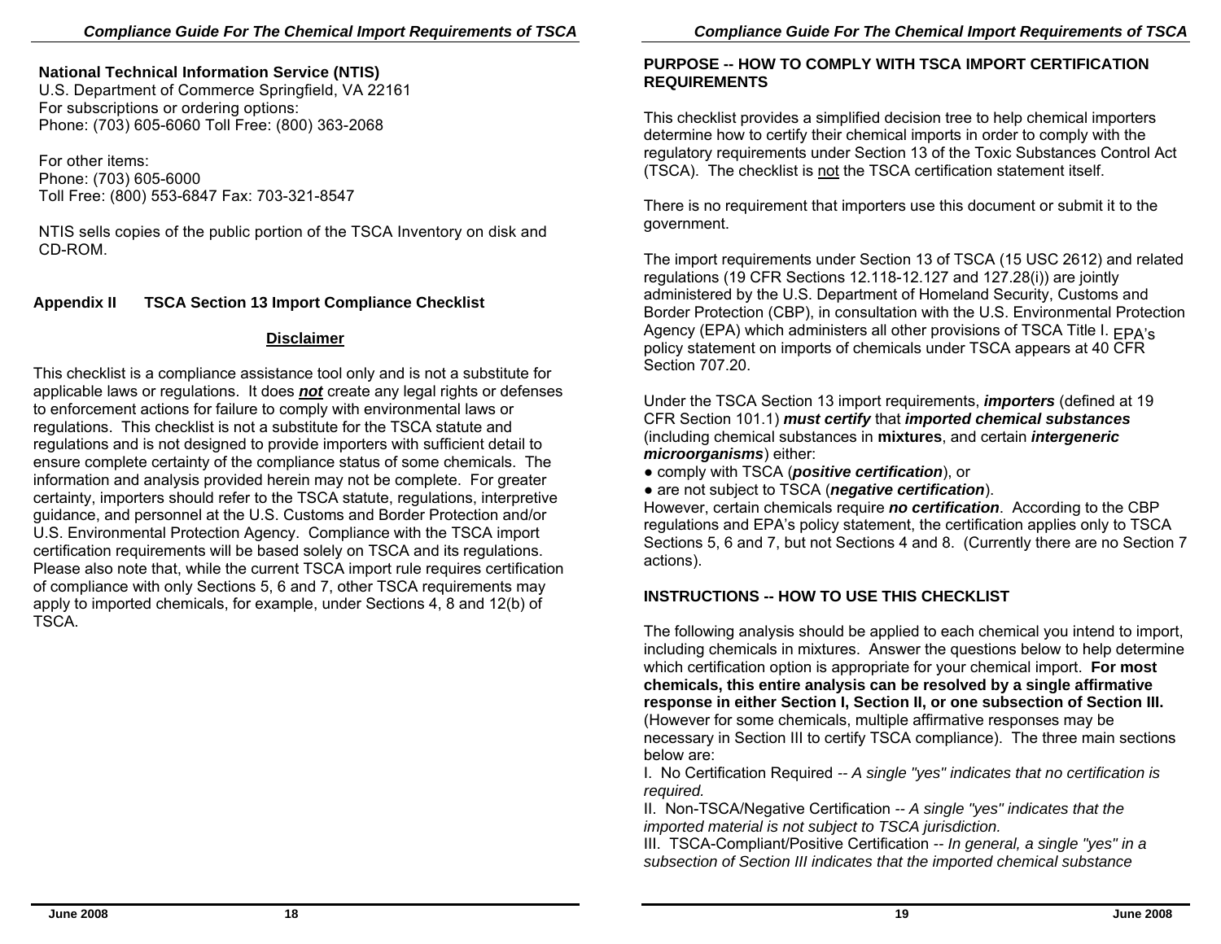**National Technical Information Service (NTIS)**
U.S. Department of Commerce Springfield, VA 22161
For subscriptions or ordering options:
Phone: (703) 605-6060 Toll Free: (800) 363-2068

For other items:
Phone: (703) 605-6000
Toll Free: (800) 553-6847 Fax: 703-321-8547

NTIS sells copies of the public portion of the TSCA Inventory on disk and CD-ROM.

## Appendix II TSCA Section 13 Import Compliance Checklist

### Disclaimer

This checklist is a compliance assistance tool only and is not a substitute for applicable laws or regulations. It does ***not*** create any legal rights or defenses to enforcement actions for failure to comply with environmental laws or regulations. This checklist is not a substitute for the TSCA statute and regulations and is not designed to provide importers with sufficient detail to ensure complete certainty of the compliance status of some chemicals. The information and analysis provided herein may not be complete. For greater certainty, importers should refer to the TSCA statute, regulations, interpretive guidance, and personnel at the U.S. Customs and Border Protection and/or U.S. Environmental Protection Agency. Compliance with the TSCA import certification requirements will be based solely on TSCA and its regulations. Please also note that, while the current TSCA import rule requires certification of compliance with only Sections 5, 6 and 7, other TSCA requirements may apply to imported chemicals, for example, under Sections 4, 8 and 12(b) of TSCA.

### PURPOSE -- HOW TO COMPLY WITH TSCA IMPORT CERTIFICATION REQUIREMENTS

This checklist provides a simplified decision tree to help chemical importers determine how to certify their chemical imports in order to comply with the regulatory requirements under Section 13 of the Toxic Substances Control Act (TSCA). The checklist is not the TSCA certification statement itself.

There is no requirement that importers use this document or submit it to the government.

The import requirements under Section 13 of TSCA (15 USC 2612) and related regulations (19 CFR Sections 12.118-12.127 and 127.28(i)) are jointly administered by the U.S. Department of Homeland Security, Customs and Border Protection (CBP), in consultation with the U.S. Environmental Protection Agency (EPA) which administers all other provisions of TSCA Title I. EPA's policy statement on imports of chemicals under TSCA appears at 40 CFR Section 707.20.

Under the TSCA Section 13 import requirements, ***importers*** (defined at 19 CFR Section 101.1) ***must certify*** that ***imported chemical substances*** (including chemical substances in **mixtures**, and certain ***intergeneric microorganisms***) either:

- comply with TSCA (***positive certification***), or
- are not subject to TSCA (***negative certification***).

However, certain chemicals require ***no certification***. According to the CBP regulations and EPA's policy statement, the certification applies only to TSCA Sections 5, 6 and 7, but not Sections 4 and 8. (Currently there are no Section 7 actions).

### INSTRUCTIONS -- HOW TO USE THIS CHECKLIST

The following analysis should be applied to each chemical you intend to import, including chemicals in mixtures. Answer the questions below to help determine which certification option is appropriate for your chemical import. **For most chemicals, this entire analysis can be resolved by a single affirmative response in either Section I, Section II, or one subsection of Section III.** (However for some chemicals, multiple affirmative responses may be necessary in Section III to certify TSCA compliance). The three main sections below are:

I. No Certification Required -- *A single "yes" indicates that no certification is required.*

II. Non-TSCA/Negative Certification -- *A single "yes" indicates that the imported material is not subject to TSCA jurisdiction.*

III. TSCA-Compliant/Positive Certification -- *In general, a single "yes" in a subsection of Section III indicates that the imported chemical substance*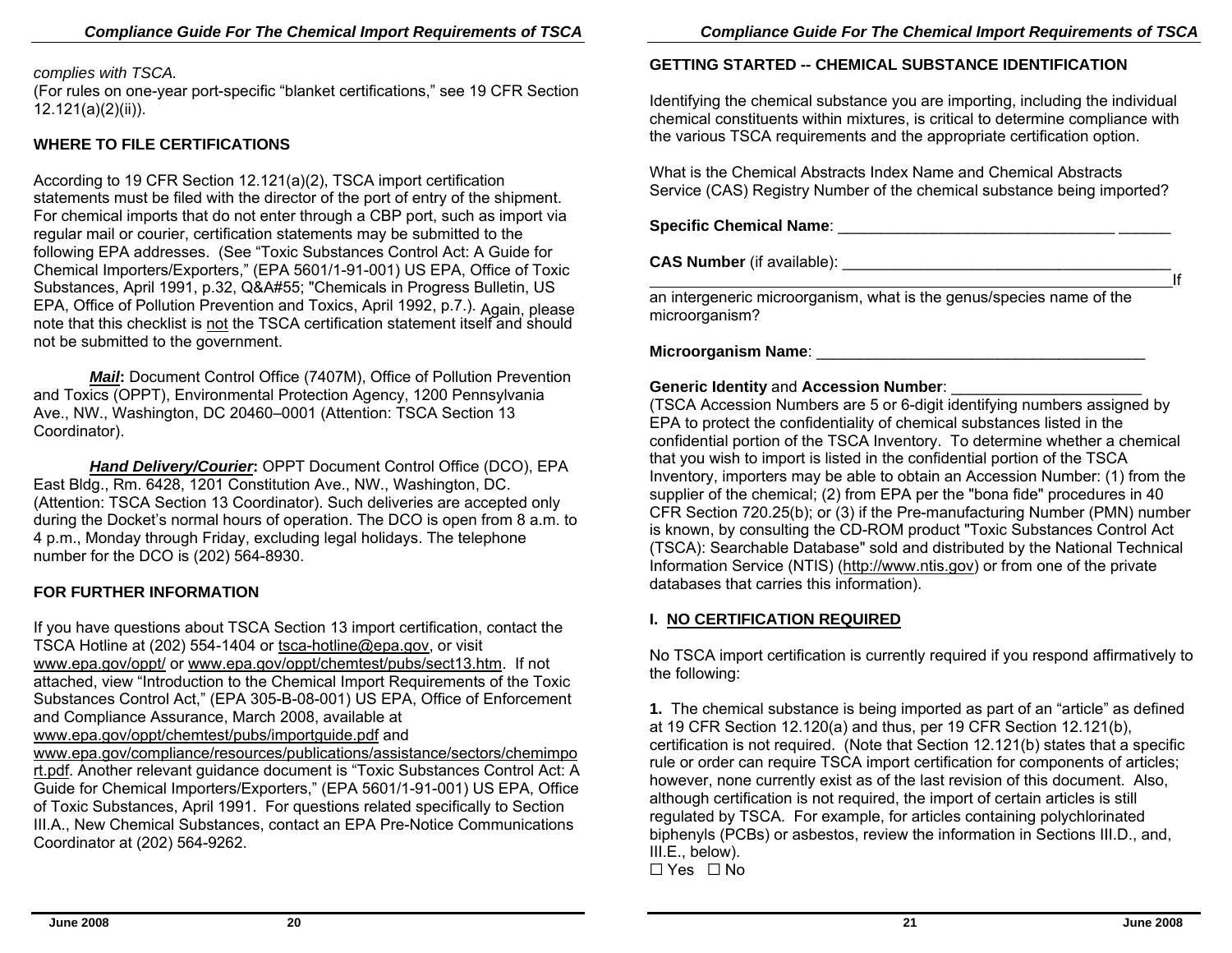*complies with TSCA.*
(For rules on one-year port-specific "blanket certifications," see 19 CFR Section 12.121(a)(2)(ii)).

## WHERE TO FILE CERTIFICATIONS

According to 19 CFR Section 12.121(a)(2), TSCA import certification statements must be filed with the director of the port of entry of the shipment. For chemical imports that do not enter through a CBP port, such as import via regular mail or courier, certification statements may be submitted to the following EPA addresses. (See "Toxic Substances Control Act: A Guide for Chemical Importers/Exporters," (EPA 5601/1-91-001) US EPA, Office of Toxic Substances, April 1991, p.32, Q&A#55; "Chemicals in Progress Bulletin, US EPA, Office of Pollution Prevention and Toxics, April 1992, p.7.). Again, please note that this checklist is not the TSCA certification statement itself and should not be submitted to the government.

***Mail*:** Document Control Office (7407M), Office of Pollution Prevention and Toxics (OPPT), Environmental Protection Agency, 1200 Pennsylvania Ave., NW., Washington, DC 20460–0001 (Attention: TSCA Section 13 Coordinator).

***Hand Delivery/Courier*:** OPPT Document Control Office (DCO), EPA East Bldg., Rm. 6428, 1201 Constitution Ave., NW., Washington, DC. (Attention: TSCA Section 13 Coordinator). Such deliveries are accepted only during the Docket's normal hours of operation. The DCO is open from 8 a.m. to 4 p.m., Monday through Friday, excluding legal holidays. The telephone number for the DCO is (202) 564-8930.

## FOR FURTHER INFORMATION

If you have questions about TSCA Section 13 import certification, contact the TSCA Hotline at (202) 554-1404 or tsca-hotline@epa.gov, or visit www.epa.gov/oppt/ or www.epa.gov/oppt/chemtest/pubs/sect13.htm. If not attached, view "Introduction to the Chemical Import Requirements of the Toxic Substances Control Act," (EPA 305-B-08-001) US EPA, Office of Enforcement and Compliance Assurance, March 2008, available at www.epa.gov/oppt/chemtest/pubs/importguide.pdf and www.epa.gov/compliance/resources/publications/assistance/sectors/chemimport.pdf. Another relevant guidance document is "Toxic Substances Control Act: A Guide for Chemical Importers/Exporters," (EPA 5601/1-91-001) US EPA, Office of Toxic Substances, April 1991. For questions related specifically to Section III.A., New Chemical Substances, contact an EPA Pre-Notice Communications Coordinator at (202) 564-9262.

## GETTING STARTED -- CHEMICAL SUBSTANCE IDENTIFICATION

Identifying the chemical substance you are importing, including the individual chemical constituents within mixtures, is critical to determine compliance with the various TSCA requirements and the appropriate certification option.

What is the Chemical Abstracts Index Name and Chemical Abstracts Service (CAS) Registry Number of the chemical substance being imported?

**Specific Chemical Name**: ________________________________ ______

**CAS Number** (if available): ______________________________________

If an intergeneric microorganism, what is the genus/species name of the microorganism?

**Microorganism Name**: ______________________________________

**Generic Identity** and **Accession Number**: ______________________

(TSCA Accession Numbers are 5 or 6-digit identifying numbers assigned by EPA to protect the confidentiality of chemical substances listed in the confidential portion of the TSCA Inventory. To determine whether a chemical that you wish to import is listed in the confidential portion of the TSCA Inventory, importers may be able to obtain an Accession Number: (1) from the supplier of the chemical; (2) from EPA per the "bona fide" procedures in 40 CFR Section 720.25(b); or (3) if the Pre-manufacturing Number (PMN) number is known, by consulting the CD-ROM product "Toxic Substances Control Act (TSCA): Searchable Database" sold and distributed by the National Technical Information Service (NTIS) (http://www.ntis.gov) or from one of the private databases that carries this information).

## I. NO CERTIFICATION REQUIRED

No TSCA import certification is currently required if you respond affirmatively to the following:

**1.** The chemical substance is being imported as part of an "article" as defined at 19 CFR Section 12.120(a) and thus, per 19 CFR Section 12.121(b), certification is not required. (Note that Section 12.121(b) states that a specific rule or order can require TSCA import certification for components of articles; however, none currently exist as of the last revision of this document. Also, although certification is not required, the import of certain articles is still regulated by TSCA. For example, for articles containing polychlorinated biphenyls (PCBs) or asbestos, review the information in Sections III.D., and, III.E., below).
☐ Yes ☐ No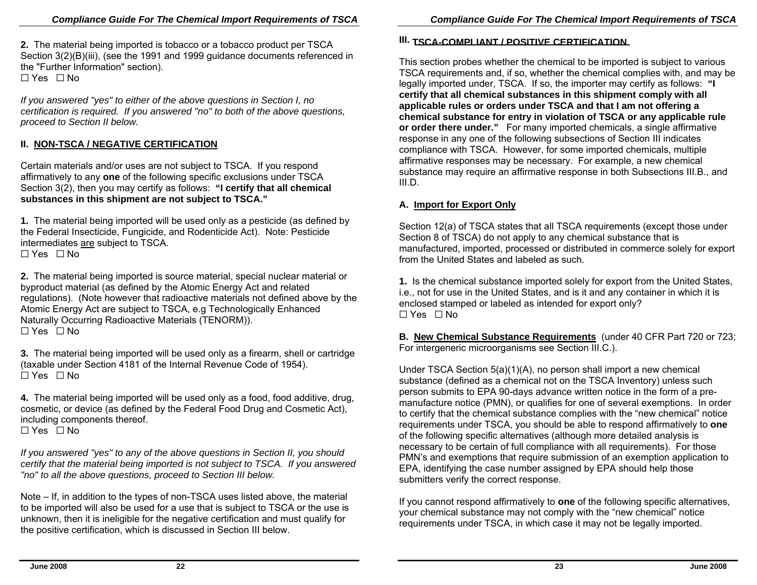**2.** The material being imported is tobacco or a tobacco product per TSCA Section 3(2)(B)(iii), (see the 1991 and 1999 guidance documents referenced in the "Further Information" section).
☐ Yes ☐ No

*If you answered "yes" to either of the above questions in Section I, no certification is required. If you answered "no" to both of the above questions, proceed to Section II below.*

## II. NON-TSCA / NEGATIVE CERTIFICATION

Certain materials and/or uses are not subject to TSCA. If you respond affirmatively to any **one** of the following specific exclusions under TSCA Section 3(2), then you may certify as follows: **"I certify that all chemical substances in this shipment are not subject to TSCA."**

**1.** The material being imported will be used only as a pesticide (as defined by the Federal Insecticide, Fungicide, and Rodenticide Act). Note: Pesticide intermediates are subject to TSCA.
☐ Yes ☐ No

**2.** The material being imported is source material, special nuclear material or byproduct material (as defined by the Atomic Energy Act and related regulations). (Note however that radioactive materials not defined above by the Atomic Energy Act are subject to TSCA, e.g Technologically Enhanced Naturally Occurring Radioactive Materials (TENORM)).
☐ Yes ☐ No

**3.** The material being imported will be used only as a firearm, shell or cartridge (taxable under Section 4181 of the Internal Revenue Code of 1954).
☐ Yes ☐ No

**4.** The material being imported will be used only as a food, food additive, drug, cosmetic, or device (as defined by the Federal Food Drug and Cosmetic Act), including components thereof.
☐ Yes ☐ No

*If you answered "yes" to any of the above questions in Section II, you should certify that the material being imported is not subject to TSCA. If you answered "no" to all the above questions, proceed to Section III below.*

Note – If, in addition to the types of non-TSCA uses listed above, the material to be imported will also be used for a use that is subject to TSCA or the use is unknown, then it is ineligible for the negative certification and must qualify for the positive certification, which is discussed in Section III below.

## III. TSCA-COMPLIANT / POSITIVE CERTIFICATION

This section probes whether the chemical to be imported is subject to various TSCA requirements and, if so, whether the chemical complies with, and may be legally imported under, TSCA. If so, the importer may certify as follows: **"I certify that all chemical substances in this shipment comply with all applicable rules or orders under TSCA and that I am not offering a chemical substance for entry in violation of TSCA or any applicable rule or order there under."** For many imported chemicals, a single affirmative response in any one of the following subsections of Section III indicates compliance with TSCA. However, for some imported chemicals, multiple affirmative responses may be necessary. For example, a new chemical substance may require an affirmative response in both Subsections III.B., and III.D.

### A. Import for Export Only

Section 12(a) of TSCA states that all TSCA requirements (except those under Section 8 of TSCA) do not apply to any chemical substance that is manufactured, imported, processed or distributed in commerce solely for export from the United States and labeled as such.

**1.** Is the chemical substance imported solely for export from the United States, i.e., not for use in the United States, and is it and any container in which it is enclosed stamped or labeled as intended for export only?
☐ Yes ☐ No

### B. New Chemical Substance Requirements (under 40 CFR Part 720 or 723; For intergeneric microorganisms see Section III.C.).

Under TSCA Section 5(a)(1)(A), no person shall import a new chemical substance (defined as a chemical not on the TSCA Inventory) unless such person submits to EPA 90-days advance written notice in the form of a pre-manufacture notice (PMN), or qualifies for one of several exemptions. In order to certify that the chemical substance complies with the "new chemical" notice requirements under TSCA, you should be able to respond affirmatively to **one** of the following specific alternatives (although more detailed analysis is necessary to be certain of full compliance with all requirements). For those PMN's and exemptions that require submission of an exemption application to EPA, identifying the case number assigned by EPA should help those submitters verify the correct response.

If you cannot respond affirmatively to **one** of the following specific alternatives, your chemical substance may not comply with the "new chemical" notice requirements under TSCA, in which case it may not be legally imported.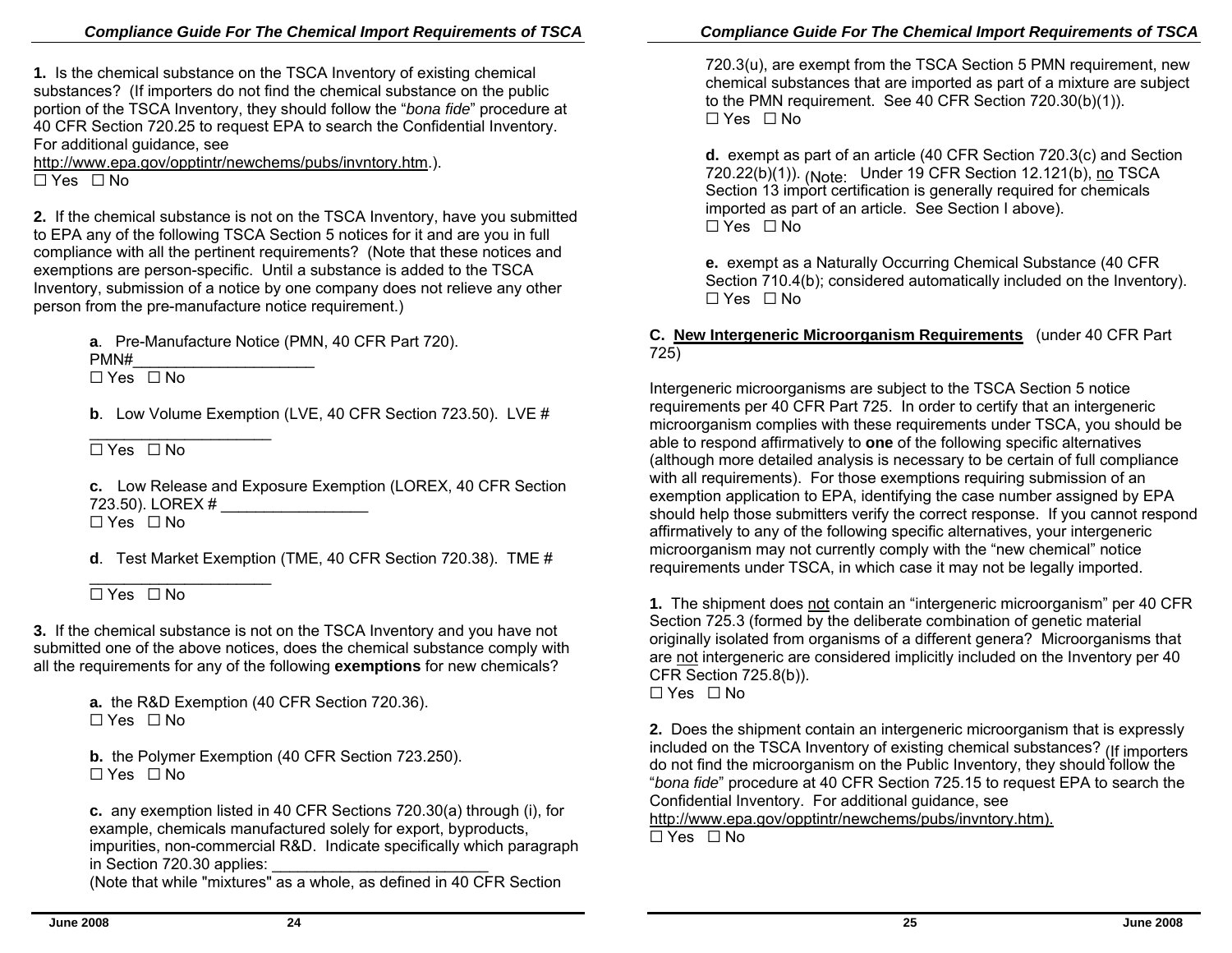**1.** Is the chemical substance on the TSCA Inventory of existing chemical substances? (If importers do not find the chemical substance on the public portion of the TSCA Inventory, they should follow the "*bona fide*" procedure at 40 CFR Section 720.25 to request EPA to search the Confidential Inventory. For additional guidance, see http://www.epa.gov/opptintr/newchems/pubs/invntory.htm.).
☐ Yes ☐ No

**2.** If the chemical substance is not on the TSCA Inventory, have you submitted to EPA any of the following TSCA Section 5 notices for it and are you in full compliance with all the pertinent requirements? (Note that these notices and exemptions are person-specific. Until a substance is added to the TSCA Inventory, submission of a notice by one company does not relieve any other person from the pre-manufacture notice requirement.)

> **a**. Pre-Manufacture Notice (PMN, 40 CFR Part 720). PMN#____________________
> ☐ Yes ☐ No
>
> **b**. Low Volume Exemption (LVE, 40 CFR Section 723.50). LVE # ____________________
> ☐ Yes ☐ No
>
> **c.** Low Release and Exposure Exemption (LOREX, 40 CFR Section 723.50). LOREX # ________________
> ☐ Yes ☐ No
>
> **d**. Test Market Exemption (TME, 40 CFR Section 720.38). TME # ____________________
> ☐ Yes ☐ No

**3.** If the chemical substance is not on the TSCA Inventory and you have not submitted one of the above notices, does the chemical substance comply with all the requirements for any of the following **exemptions** for new chemicals?

> **a.** the R&D Exemption (40 CFR Section 720.36).
> ☐ Yes ☐ No
>
> **b.** the Polymer Exemption (40 CFR Section 723.250).
> ☐ Yes ☐ No
>
> **c.** any exemption listed in 40 CFR Sections 720.30(a) through (i), for example, chemicals manufactured solely for export, byproducts, impurities, non-commercial R&D. Indicate specifically which paragraph in Section 720.30 applies: ________________________
> (Note that while "mixtures" as a whole, as defined in 40 CFR Section 720.3(u), are exempt from the TSCA Section 5 PMN requirement, new chemical substances that are imported as part of a mixture are subject to the PMN requirement. See 40 CFR Section 720.30(b)(1)).
> ☐ Yes ☐ No
>
> **d.** exempt as part of an article (40 CFR Section 720.3(c) and Section 720.22(b)(1)). (Note: Under 19 CFR Section 12.121(b), no TSCA Section 13 import certification is generally required for chemicals imported as part of an article. See Section I above).
> ☐ Yes ☐ No
>
> **e.** exempt as a Naturally Occurring Chemical Substance (40 CFR Section 710.4(b); considered automatically included on the Inventory).
> ☐ Yes ☐ No

**C. New Intergeneric Microorganism Requirements** (under 40 CFR Part 725)

Intergeneric microorganisms are subject to the TSCA Section 5 notice requirements per 40 CFR Part 725. In order to certify that an intergeneric microorganism complies with these requirements under TSCA, you should be able to respond affirmatively to **one** of the following specific alternatives (although more detailed analysis is necessary to be certain of full compliance with all requirements). For those exemptions requiring submission of an exemption application to EPA, identifying the case number assigned by EPA should help those submitters verify the correct response. If you cannot respond affirmatively to any of the following specific alternatives, your intergeneric microorganism may not currently comply with the "new chemical" notice requirements under TSCA, in which case it may not be legally imported.

**1.** The shipment does not contain an "intergeneric microorganism" per 40 CFR Section 725.3 (formed by the deliberate combination of genetic material originally isolated from organisms of a different genera? Microorganisms that are not intergeneric are considered implicitly included on the Inventory per 40 CFR Section 725.8(b)).
☐ Yes ☐ No

**2.** Does the shipment contain an intergeneric microorganism that is expressly included on the TSCA Inventory of existing chemical substances? (If importers do not find the microorganism on the Public Inventory, they should follow the "*bona fide*" procedure at 40 CFR Section 725.15 to request EPA to search the Confidential Inventory. For additional guidance, see http://www.epa.gov/opptintr/newchems/pubs/invntory.htm).
☐ Yes ☐ No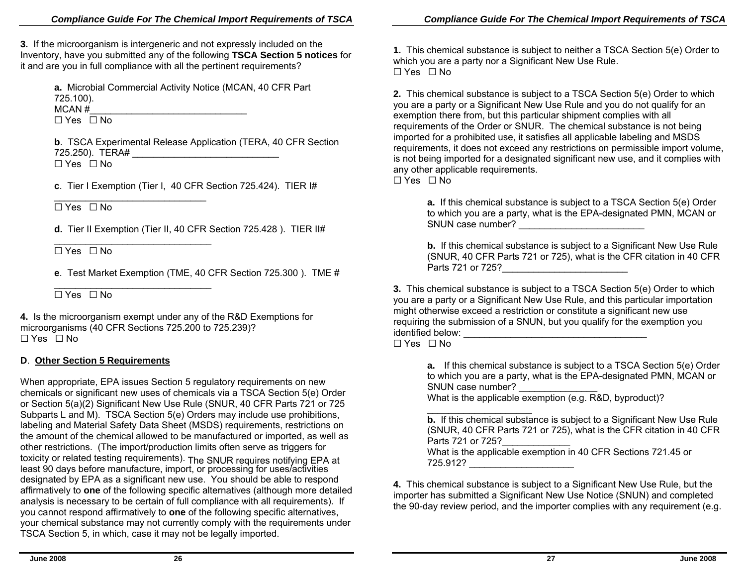**3.** If the microorganism is intergeneric and not expressly included on the Inventory, have you submitted any of the following **TSCA Section 5 notices** for it and are you in full compliance with all the pertinent requirements?

> **a.** Microbial Commercial Activity Notice (MCAN, 40 CFR Part 725.100).
> MCAN #_______________________________
> ☐ Yes ☐ No
>
> **b**. TSCA Experimental Release Application (TERA, 40 CFR Section 725.250). TERA# ____________________________
> ☐ Yes ☐ No
>
> **c**. Tier I Exemption (Tier I, 40 CFR Section 725.424). TIER I# ______________________________
> ☐ Yes ☐ No
>
> **d.** Tier II Exemption (Tier II, 40 CFR Section 725.428 ). TIER II# ________________________________
> ☐ Yes ☐ No
>
> **e**. Test Market Exemption (TME, 40 CFR Section 725.300 ). TME # ________________________________
> ☐ Yes ☐ No

**4.** Is the microorganism exempt under any of the R&D Exemptions for microorganisms (40 CFR Sections 725.200 to 725.239)?
☐ Yes ☐ No

### D. Other Section 5 Requirements

When appropriate, EPA issues Section 5 regulatory requirements on new chemicals or significant new uses of chemicals via a TSCA Section 5(e) Order or Section 5(a)(2) Significant New Use Rule (SNUR, 40 CFR Parts 721 or 725 Subparts L and M). TSCA Section 5(e) Orders may include use prohibitions, labeling and Material Safety Data Sheet (MSDS) requirements, restrictions on the amount of the chemical allowed to be manufactured or imported, as well as other restrictions. (The import/production limits often serve as triggers for toxicity or related testing requirements). The SNUR requires notifying EPA at least 90 days before manufacture, import, or processing for uses/activities designated by EPA as a significant new use. You should be able to respond affirmatively to **one** of the following specific alternatives (although more detailed analysis is necessary to be certain of full compliance with all requirements). If you cannot respond affirmatively to **one** of the following specific alternatives, your chemical substance may not currently comply with the requirements under TSCA Section 5, in which, case it may not be legally imported.

**1.** This chemical substance is subject to neither a TSCA Section 5(e) Order to which you are a party nor a Significant New Use Rule.
☐ Yes ☐ No

**2.** This chemical substance is subject to a TSCA Section 5(e) Order to which you are a party or a Significant New Use Rule and you do not qualify for an exemption there from, but this particular shipment complies with all requirements of the Order or SNUR. The chemical substance is not being imported for a prohibited use, it satisfies all applicable labeling and MSDS requirements, it does not exceed any restrictions on permissible import volume, is not being imported for a designated significant new use, and it complies with any other applicable requirements.
☐ Yes ☐ No

> **a.** If this chemical substance is subject to a TSCA Section 5(e) Order to which you are a party, what is the EPA-designated PMN, MCAN or SNUN case number? ________________________
>
> **b.** If this chemical substance is subject to a Significant New Use Rule (SNUR, 40 CFR Parts 721 or 725), what is the CFR citation in 40 CFR Parts 721 or 725?________________________

**3.** This chemical substance is subject to a TSCA Section 5(e) Order to which you are a party or a Significant New Use Rule, and this particular importation might otherwise exceed a restriction or constitute a significant new use requiring the submission of a SNUN, but you qualify for the exemption you identified below: ___________________________________
☐ Yes ☐ No

> **a.** If this chemical substance is subject to a TSCA Section 5(e) Order to which you are a party, what is the EPA-designated PMN, MCAN or SNUN case number? _______________
> What is the applicable exemption (e.g. R&D, byproduct)? ____________________
>
> **b.** If this chemical substance is subject to a Significant New Use Rule (SNUR, 40 CFR Parts 721 or 725), what is the CFR citation in 40 CFR Parts 721 or 725?_____________
> What is the applicable exemption in 40 CFR Sections 721.45 or 725.912? ____________________

**4.** This chemical substance is subject to a Significant New Use Rule, but the importer has submitted a Significant New Use Notice (SNUN) and completed the 90-day review period, and the importer complies with any requirement (e.g.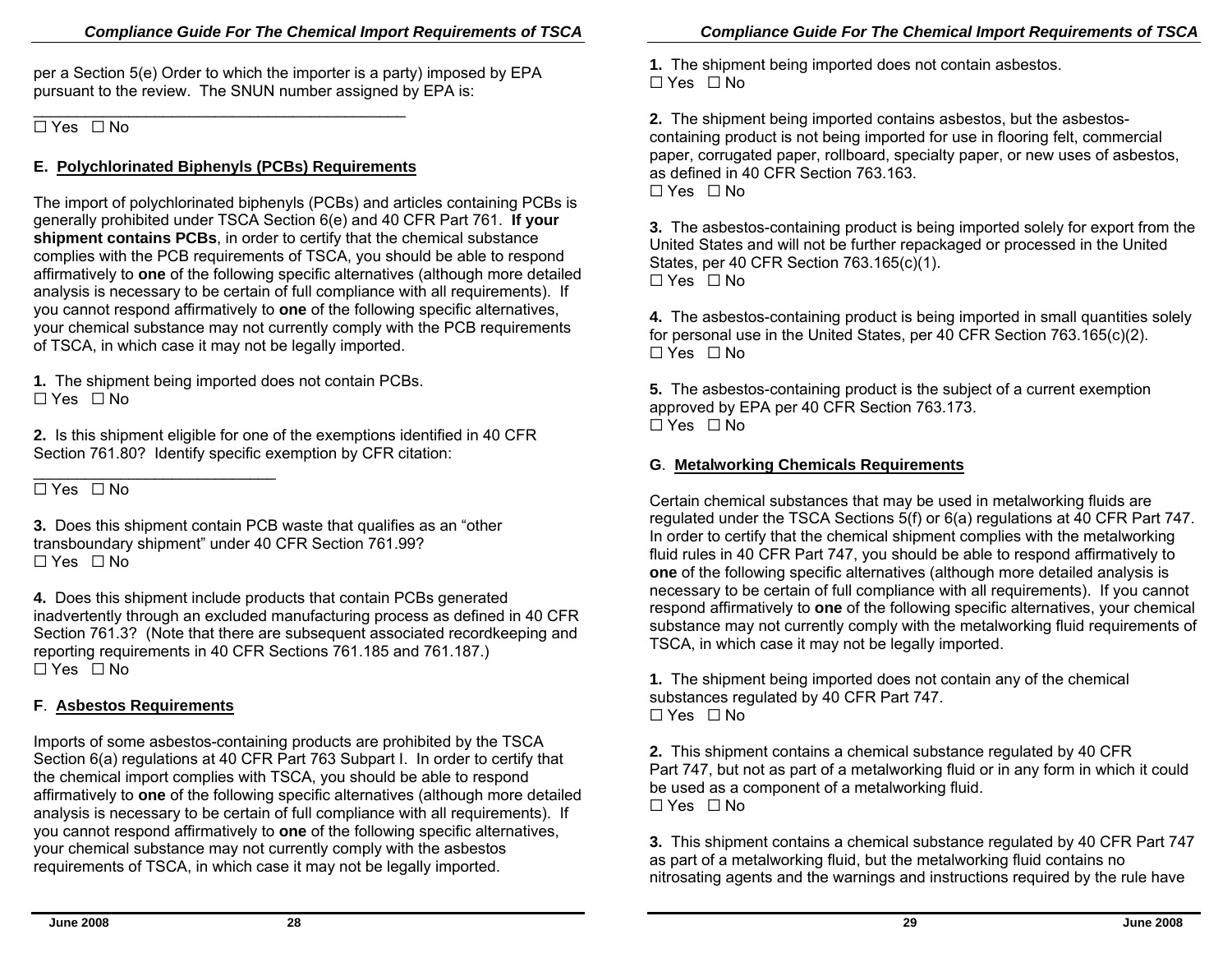per a Section 5(e) Order to which the importer is a party) imposed by EPA pursuant to the review. The SNUN number assigned by EPA is:

_____________________________________________

☐ Yes ☐ No

### E. Polychlorinated Biphenyls (PCBs) Requirements

The import of polychlorinated biphenyls (PCBs) and articles containing PCBs is generally prohibited under TSCA Section 6(e) and 40 CFR Part 761. **If your shipment contains PCBs**, in order to certify that the chemical substance complies with the PCB requirements of TSCA, you should be able to respond affirmatively to **one** of the following specific alternatives (although more detailed analysis is necessary to be certain of full compliance with all requirements). If you cannot respond affirmatively to **one** of the following specific alternatives, your chemical substance may not currently comply with the PCB requirements of TSCA, in which case it may not be legally imported.

**1.** The shipment being imported does not contain PCBs.
☐ Yes ☐ No

**2.** Is this shipment eligible for one of the exemptions identified in 40 CFR Section 761.80? Identify specific exemption by CFR citation:

_____________________________

☐ Yes ☐ No

**3.** Does this shipment contain PCB waste that qualifies as an "other transboundary shipment" under 40 CFR Section 761.99?
☐ Yes ☐ No

**4.** Does this shipment include products that contain PCBs generated inadvertently through an excluded manufacturing process as defined in 40 CFR Section 761.3? (Note that there are subsequent associated recordkeeping and reporting requirements in 40 CFR Sections 761.185 and 761.187.)
☐ Yes ☐ No

### F. Asbestos Requirements

Imports of some asbestos-containing products are prohibited by the TSCA Section 6(a) regulations at 40 CFR Part 763 Subpart I. In order to certify that the chemical import complies with TSCA, you should be able to respond affirmatively to **one** of the following specific alternatives (although more detailed analysis is necessary to be certain of full compliance with all requirements). If you cannot respond affirmatively to **one** of the following specific alternatives, your chemical substance may not currently comply with the asbestos requirements of TSCA, in which case it may not be legally imported.

**1.** The shipment being imported does not contain asbestos.
☐ Yes ☐ No

**2.** The shipment being imported contains asbestos, but the asbestos-containing product is not being imported for use in flooring felt, commercial paper, corrugated paper, rollboard, specialty paper, or new uses of asbestos, as defined in 40 CFR Section 763.163.
☐ Yes ☐ No

**3.** The asbestos-containing product is being imported solely for export from the United States and will not be further repackaged or processed in the United States, per 40 CFR Section 763.165(c)(1).
☐ Yes ☐ No

**4.** The asbestos-containing product is being imported in small quantities solely for personal use in the United States, per 40 CFR Section 763.165(c)(2).
☐ Yes ☐ No

**5.** The asbestos-containing product is the subject of a current exemption approved by EPA per 40 CFR Section 763.173.
☐ Yes ☐ No

### G. Metalworking Chemicals Requirements

Certain chemical substances that may be used in metalworking fluids are regulated under the TSCA Sections 5(f) or 6(a) regulations at 40 CFR Part 747. In order to certify that the chemical shipment complies with the metalworking fluid rules in 40 CFR Part 747, you should be able to respond affirmatively to **one** of the following specific alternatives (although more detailed analysis is necessary to be certain of full compliance with all requirements). If you cannot respond affirmatively to **one** of the following specific alternatives, your chemical substance may not currently comply with the metalworking fluid requirements of TSCA, in which case it may not be legally imported.

**1.** The shipment being imported does not contain any of the chemical substances regulated by 40 CFR Part 747.
☐ Yes ☐ No

**2.** This shipment contains a chemical substance regulated by 40 CFR Part 747, but not as part of a metalworking fluid or in any form in which it could be used as a component of a metalworking fluid.
☐ Yes ☐ No

**3.** This shipment contains a chemical substance regulated by 40 CFR Part 747 as part of a metalworking fluid, but the metalworking fluid contains no nitrosating agents and the warnings and instructions required by the rule have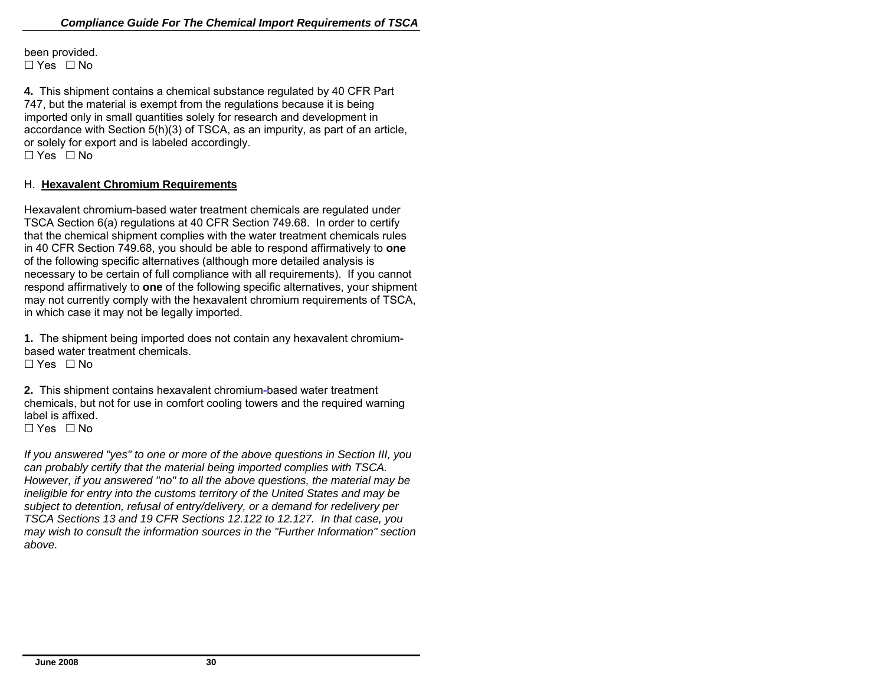been provided.
☐ Yes ☐ No

**4.** This shipment contains a chemical substance regulated by 40 CFR Part 747, but the material is exempt from the regulations because it is being imported only in small quantities solely for research and development in accordance with Section 5(h)(3) of TSCA, as an impurity, as part of an article, or solely for export and is labeled accordingly.
☐ Yes ☐ No

## H. **Hexavalent Chromium Requirements**

Hexavalent chromium-based water treatment chemicals are regulated under TSCA Section 6(a) regulations at 40 CFR Section 749.68. In order to certify that the chemical shipment complies with the water treatment chemicals rules in 40 CFR Section 749.68, you should be able to respond affirmatively to **one** of the following specific alternatives (although more detailed analysis is necessary to be certain of full compliance with all requirements). If you cannot respond affirmatively to **one** of the following specific alternatives, your shipment may not currently comply with the hexavalent chromium requirements of TSCA, in which case it may not be legally imported.

**1.** The shipment being imported does not contain any hexavalent chromium-based water treatment chemicals.
☐ Yes ☐ No

**2.** This shipment contains hexavalent chromium-based water treatment chemicals, but not for use in comfort cooling towers and the required warning label is affixed.
☐ Yes ☐ No

*If you answered "yes" to one or more of the above questions in Section III, you can probably certify that the material being imported complies with TSCA. However, if you answered "no" to all the above questions, the material may be ineligible for entry into the customs territory of the United States and may be subject to detention, refusal of entry/delivery, or a demand for redelivery per TSCA Sections 13 and 19 CFR Sections 12.122 to 12.127. In that case, you may wish to consult the information sources in the "Further Information" section above.*